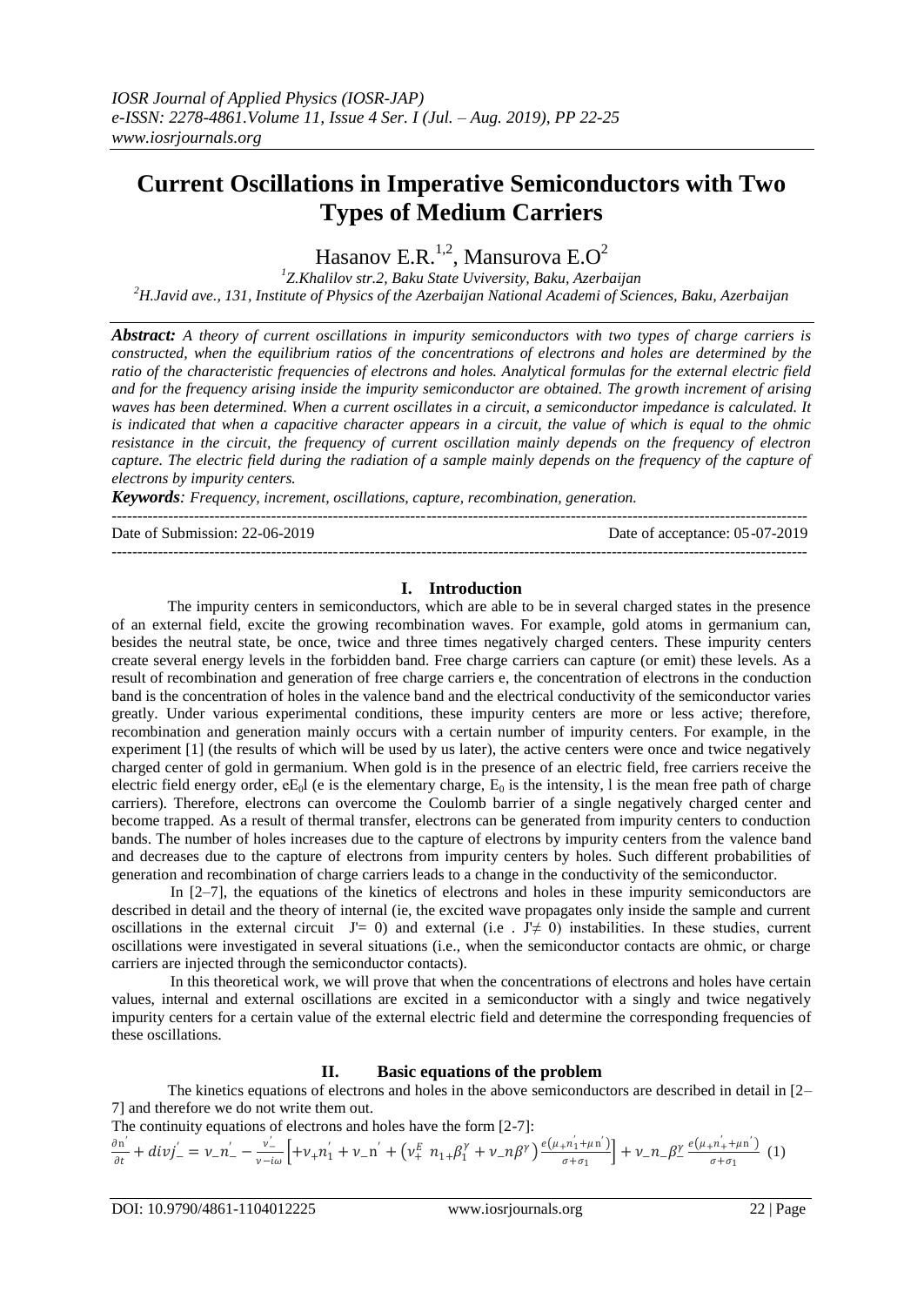# Current Oscillations in Imperative Semiconductors with Two Types of Medium Carriers

Hasanov E.R.[1,2], Mansurova E.O[2]

[1]Z.Khalilov str.2, Baku State Uviversity, Baku, Azerbaijan
[2]H.Javid ave., 131, Institute of Physics of the Azerbaijan National Academi of Sciences, Baku, Azerbaijan

***Abstract:*** *A theory of current oscillations in impurity semiconductors with two types of charge carriers is constructed, when the equilibrium ratios of the concentrations of electrons and holes are determined by the ratio of the characteristic frequencies of electrons and holes. Analytical formulas for the external electric field and for the frequency arising inside the impurity semiconductor are obtained. The growth increment of arising waves has been determined. When a current oscillates in a circuit, a semiconductor impedance is calculated. It is indicated that when a capacitive character appears in a circuit, the value of which is equal to the ohmic resistance in the circuit, the frequency of current oscillation mainly depends on the frequency of electron capture. The electric field during the radiation of a sample mainly depends on the frequency of the capture of electrons by impurity centers.*

***Keywords****: Frequency, increment, oscillations, capture, recombination, generation.*

---

Date of Submission: 22-06-2019 Date of acceptance: 05-07-2019

---

## I. Introduction

The impurity centers in semiconductors, which are able to be in several charged states in the presence of an external field, excite the growing recombination waves. For example, gold atoms in germanium can, besides the neutral state, be once, twice and three times negatively charged centers. These impurity centers create several energy levels in the forbidden band. Free charge carriers can capture (or emit) these levels. As a result of recombination and generation of free charge carriers e, the concentration of electrons in the conduction band is the concentration of holes in the valence band and the electrical conductivity of the semiconductor varies greatly. Under various experimental conditions, these impurity centers are more or less active; therefore, recombination and generation mainly occurs with a certain number of impurity centers. For example, in the experiment [1] (the results of which will be used by us later), the active centers were once and twice negatively charged center of gold in germanium. When gold is in the presence of an electric field, free carriers receive the electric field energy order, $eE_0l$ (e is the elementary charge, $E_0$ is the intensity, l is the mean free path of charge carriers). Therefore, electrons can overcome the Coulomb barrier of a single negatively charged center and become trapped. As a result of thermal transfer, electrons can be generated from impurity centers to conduction bands. The number of holes increases due to the capture of electrons by impurity centers from the valence band and decreases due to the capture of electrons from impurity centers by holes. Such different probabilities of generation and recombination of charge carriers leads to a change in the conductivity of the semiconductor.

In [2–7], the equations of the kinetics of electrons and holes in these impurity semiconductors are described in detail and the theory of internal (ie, the excited wave propagates only inside the sample and current oscillations in the external circuit $J'= 0$) and external (i.e . $J'\neq 0$) instabilities. In these studies, current oscillations were investigated in several situations (i.e., when the semiconductor contacts are ohmic, or charge carriers are injected through the semiconductor contacts).

In this theoretical work, we will prove that when the concentrations of electrons and holes have certain values, internal and external oscillations are excited in a semiconductor with a singly and twice negatively impurity centers for a certain value of the external electric field and determine the corresponding frequencies of these oscillations.

## II. Basic equations of the problem

The kinetics equations of electrons and holes in the above semiconductors are described in detail in [2–7] and therefore we do not write them out.

The continuity equations of electrons and holes have the form [2-7]:

$$\frac{\partial n'}{\partial t} + divj'_{-} = \nu_{-}n'_{-} - \frac{\nu'_{-}}{\nu - i\omega}\left[+\nu_{+}n'_{1} + \nu_{-}n' + \left(\nu_{+}^{E}\ n_{1+}\beta_{1}^{\gamma} + \nu_{-}n\beta^{\gamma}\right)\frac{e\left(\mu_{+}n'_{1} + \mu n'\right)}{\sigma + \sigma_{1}}\right] + \nu_{-}n_{-}\beta_{-}^{\gamma}\,\frac{e\left(\mu_{+}n'_{+} + \mu n'\right)}{\sigma + \sigma_{1}} \quad (1)$$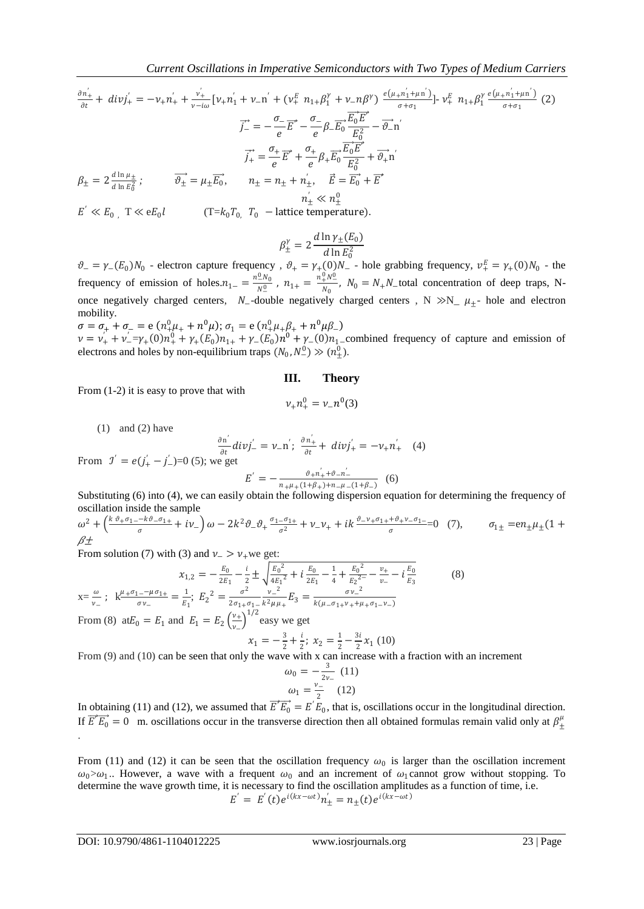$$\frac{\partial n_+^{'}}{\partial t} + div j_+^{'} = -\nu_+ n_+^{'} + \frac{\nu_+^{'}}{\nu - i\omega}[\nu_+ n_1^{'} + \nu_- n^{'} + (\nu_+^E\ n_{1+}\beta_1^{\gamma} + \nu_- n\beta^{\gamma})\ \frac{e(\mu_+ n_1^{'} + \mu n^{'})}{\sigma + \sigma_1}] - \nu_+^E\ n_{1+}\beta_1^{\gamma}\ \frac{e(\mu_+ n_1^{'} + \mu n^{'})}{\sigma + \sigma_1}\ (2)$$

$$\vec{j_-^{'}} = -\frac{\sigma_-}{e}\vec{E^{'}} - \frac{\sigma_-}{e}\beta_-\vec{E_0}\frac{\vec{E_0}\vec{E^{'}}}{E_0^2} - \vec{\vartheta_-}n^{'}$$

$$\vec{j_+^{'}} = \frac{\sigma_+}{e}\vec{E^{'}} + \frac{\sigma_+}{e}\beta_+\vec{E_0}\frac{\vec{E_0}\vec{E^{'}}}{E_0^2} + \vec{\vartheta_+}n^{'}$$

$\beta_{\pm} = 2\frac{d\ln\mu_{\pm}}{d\ln E_0^2}$; $\quad \vec{\vartheta_{\pm}} = \mu_{\pm}\vec{E_0}$, $\quad n_{\pm} = n_{\pm} + n_{\pm}^{'}$, $\quad \vec{E} = \vec{E_0} + \vec{E^{'}}$

$$n_{\pm}^{'} \ll n_{\pm}^0$$

$E^{'} \ll E_0$ , $T \ll eE_0 l$ $\quad$ ($T = k_0 T_0$, $T_0$ – lattice temperature).

$$\beta_{\pm}^{\gamma} = 2\frac{d\ln\gamma_{\pm}(E_0)}{d\ln E_0^2}$$

$\vartheta_- = \gamma_-(E_0)N_0$ - electron capture frequency , $\vartheta_+ = \gamma_+(0)N_-$ - hole grabbing frequency, $\nu_+^E = \gamma_+(0)N_0$ - the frequency of emission of holes.$n_{1-} = \frac{n_-^0 N_0}{N_-^0}$ , $n_{1+} = \frac{n_+^0 N_-^0}{N_0}$, $N_0 = N_+ N_-$total concentration of deep traps, N-once negatively charged centers, $N_-$-double negatively charged centers , $N \gg N_-$ $\mu_{\pm}$- hole and electron mobility.

$\sigma = \sigma_+ + \sigma_- = e\,(n_+^0\mu_+ + n^0\mu)$; $\sigma_1 = e\,(n_+^0\mu_+\beta_+ + n^0\mu\beta_-)$

$\nu = \nu_+^{'} + \nu_-^{'} = \gamma_+(0)n_+^0 + \gamma_+(E_0)n_{1+} + \gamma_-(E_0)n^0 + \gamma_-(0)n_{1-}$combined frequency of capture and emission of electrons and holes by non-equilibrium traps $(N_0, N_-^0) \gg (n_{\pm}^0)$.

## III. Theory

From (1-2) it is easy to prove that with

$$\nu_+ n_+^0 = \nu_- n^0 (3)$$

(1) and (2) have

$$\frac{\partial n^{'}}{\partial t} div j_-^{'} = \nu_- n^{'};\ \frac{\partial n_+^{'}}{\partial t} + div j_+^{'} = -\nu_+ n_+^{'} \quad (4)$$

From $J^{'} = e(j_+^{'} - j_-^{'}) = 0$ (5); we get

$$E^{'} = -\frac{\vartheta_+ n_+^{'} + \vartheta_- n_-^{'}}{n_+\mu_+(1+\beta_+) + n_-\mu_-(1+\beta_-)} \quad (6)$$

Substituting (6) into (4), we can easily obtain the following dispersion equation for determining the frequency of oscillation inside the sample

$$\omega^2 + \left(\frac{k\,\vartheta_+\sigma_{1-} - k\vartheta_-\sigma_{1+}}{\sigma} + i\nu_-\right)\omega - 2k^2\vartheta_-\vartheta_+\frac{\sigma_{1-}\sigma_{1+}}{\sigma^2} + \nu_-\nu_+ + ik\frac{\vartheta_-\nu_+\sigma_{1+} + \vartheta_+\nu_-\sigma_{1-}}{\sigma} = 0 \quad (7), \qquad \sigma_{1\pm} = en_{\pm}\mu_{\pm}(1 + \beta \pm$$

From solution (7) with (3) and $\nu_- > \nu_+$we get:

$$x_{1,2} = -\frac{E_0}{2E_1} - \frac{i}{2} \pm \sqrt{\frac{{E_0}^2}{4{E_1}^2} + i\frac{E_0}{2E_1} - \frac{1}{4} + \frac{{E_0}^2}{{E_2}^2} - \frac{\nu_+}{\nu_-} - i\frac{E_0}{E_3}} \quad (8)$$

$x = \frac{\omega}{\nu_-}$ ; $k\frac{\mu_+\sigma_{1-} - \mu\sigma_{1+}}{\sigma\nu_-} = \frac{1}{E_1}$; ${E_2}^2 = \frac{\sigma^2}{2\sigma_{1+}\sigma_{1-}}\frac{{\nu_-}^2}{k^2\mu\mu_+}E_3 = \frac{\sigma{\nu_-}^2}{k(\mu_-\sigma_{1+}\nu_+ + \mu_+\sigma_{1-}\nu_-)}$

From (8) at$E_0 = E_1$ and $E_1 = E_2\left(\frac{\nu_+}{\nu_-}\right)^{1/2}$ easy we get

$$x_1 = -\frac{3}{2} + \frac{i}{2};\ x_2 = \frac{1}{2} - \frac{3i}{2}x_1\ (10)$$

From (9) and (10) can be seen that only the wave with x can increase with a fraction with an increment

$$\omega_0 = -\frac{3}{2\nu_-}\ (11)$$

$$\omega_1 = \frac{\nu_-}{2} \quad (12)$$

In obtaining (11) and (12), we assumed that $\vec{E^{'}}\vec{E_0} = E^{'}E_0$, that is, oscillations occur in the longitudinal direction. If $\vec{E^{'}}\vec{E_0} = 0$ m. oscillations occur in the transverse direction then all obtained formulas remain valid only at $\beta_{\pm}^{\mu}$ .

From (11) and (12) it can be seen that the oscillation frequency $\omega_0$ is larger than the oscillation increment $\omega_0 > \omega_1$.. However, a wave with a frequent $\omega_0$ and an increment of $\omega_1$cannot grow without stopping. To determine the wave growth time, it is necessary to find the oscillation amplitudes as a function of time, i.e.

$$E^{'} = E^{'}(t)e^{i(kx-\omega t)} n_{\pm}^{'} = n_{\pm}(t)e^{i(kx-\omega t)}$$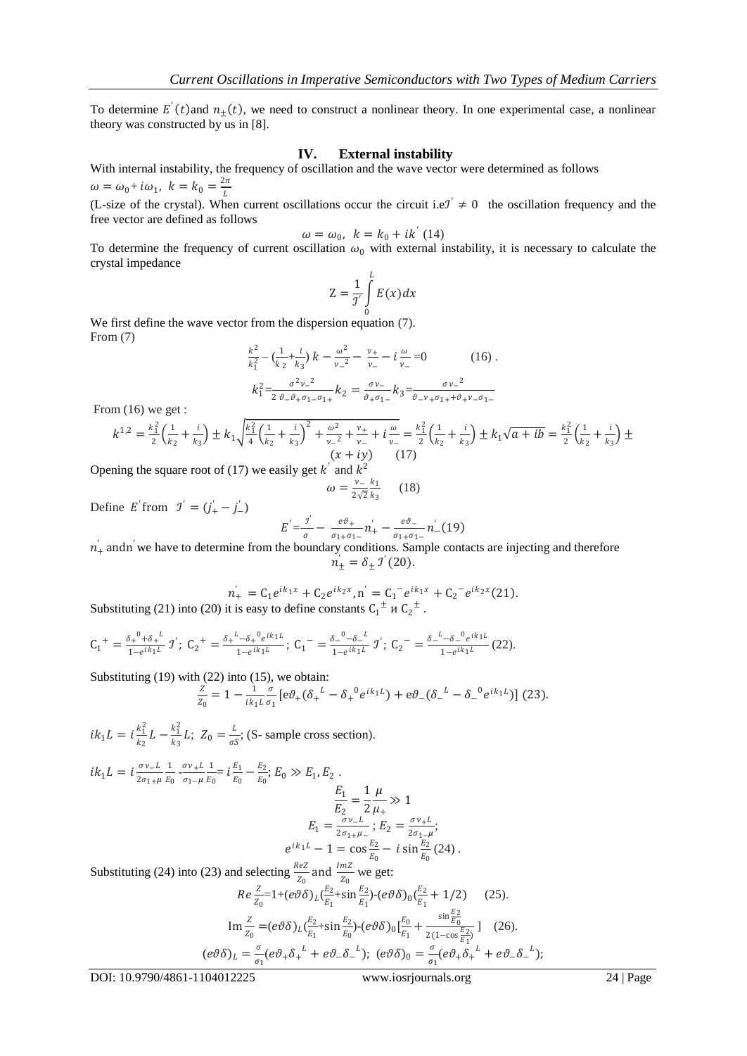To determine $E'(t)$ and $n_{\pm}(t)$, we need to construct a nonlinear theory. In one experimental case, a nonlinear theory was constructed by us in [8].

## IV. External instability

With internal instability, the frequency of oscillation and the wave vector were determined as follows

$\omega = \omega_0 + i\omega_1,\ k = k_0 = \frac{2\pi}{L}$

(L-size of the crystal). When current oscillations occur the circuit i.e $J' \neq 0$ the oscillation frequency and the free vector are defined as follows

$$\omega = \omega_0,\ k = k_0 + ik' \ (14)$$

To determine the frequency of current oscillation $\omega_0$ with external instability, it is necessary to calculate the crystal impedance

$$Z = \frac{1}{J'}\int_0^L E(x)dx$$

We first define the wave vector from the dispersion equation (7).

From (7)

$$\frac{k^2}{k_1^2} - \left(\frac{1}{k_2} + \frac{i}{k_3}\right)k - \frac{\omega^2}{\nu_-^2} - \frac{\nu_+}{\nu_-} - i\frac{\omega}{\nu_-} = 0 \qquad (16).$$

$$k_1^2 = \frac{\sigma^2 \nu_-^2}{2\,\vartheta_-\vartheta_+\sigma_{1-}\sigma_{1+}} k_2 = \frac{\sigma\nu_-}{\vartheta_+\sigma_{1-}} k_3 = \frac{\sigma\nu_-^2}{\vartheta_-\nu_+\sigma_{1+} + \vartheta_+\nu_-\sigma_{1-}}$$

From (16) we get :

$$k^{1,2} = \frac{k_1^2}{2}\left(\frac{1}{k_2} + \frac{i}{k_3}\right) \pm k_1\sqrt{\frac{k_1^2}{4}\left(\frac{1}{k_2} + \frac{i}{k_3}\right)^2 + \frac{\omega^2}{\nu_-^2} + \frac{\nu_+}{\nu_-} + i\frac{\omega}{\nu_-}} = \frac{k_1^2}{2}\left(\frac{1}{k_2} + \frac{i}{k_3}\right) \pm k_1\sqrt{a + ib} = \frac{k_1^2}{2}\left(\frac{1}{k_2} + \frac{i}{k_3}\right) \pm (x + iy) \qquad (17)$$

Opening the square root of (17) we easily get $k'$ and $k^2$

$$\omega = \frac{\nu_-}{2\sqrt{2}}\frac{k_1}{k_3} \qquad (18)$$

Define $E'$ from $J' = (j'_+ - j'_-)$

$$E' = \frac{J'}{\sigma} - \frac{e\vartheta_+}{\sigma_{1+}\sigma_{1-}} n'_+ - \frac{e\vartheta_-}{\sigma_{1+}\sigma_{1-}} n'_- (19)$$

$n'_+$ and $n'$ we have to determine from the boundary conditions. Sample contacts are injecting and therefore

$$n'_{\pm} = \delta_{\pm} J' (20).$$

$$n'_+ = C_1 e^{ik_1x} + C_2 e^{ik_2x},\ n' = C_1^- e^{ik_1x} + C_2^- e^{ik_2x} (21).$$

Substituting (21) into (20) it is easy to define constants $C_1^{\pm}$ и $C_2^{\pm}$.

$$C_1^+ = \frac{\delta_+^0 + \delta_+^L}{1 - e^{ik_1L}} J';\ C_2^+ = \frac{\delta_+^L - \delta_+^0 e^{ik_1L}}{1 - e^{ik_1L}};\ C_1^- = \frac{\delta_-^0 - \delta_-^L}{1 - e^{ik_1L}} J';\ C_2^- = \frac{\delta_-^L - \delta_-^0 e^{ik_1L}}{1 - e^{ik_1L}} (22).$$

Substituting (19) with (22) into (15), we obtain:

$$\frac{Z}{Z_0} = 1 - \frac{1}{ik_1L}\frac{\sigma}{\sigma_1}\left[e\vartheta_+(\delta_+^L - \delta_+^0 e^{ik_1L}) + e\vartheta_-(\delta_-^L - \delta_-^0 e^{ik_1L})\right] (23).$$

$ik_1L = i\frac{k_1^2}{k_2}L - \frac{k_1^2}{k_3}L;\ Z_0 = \frac{L}{\sigma S}$; (S- sample cross section).

$ik_1L = i\frac{\sigma\nu_-L}{2\sigma_{1+}\mu}\frac{1}{E_0} - \frac{\sigma\nu_+L}{\sigma_{1-}\mu}\frac{1}{E_0} = i\frac{E_1}{E_0} - \frac{E_2}{E_0};\ E_0 \gg E_1, E_2$ .

$$\frac{E_1}{E_2} = \frac{1}{2}\frac{\mu}{\mu_+} \gg 1$$

$$E_1 = \frac{\sigma\nu_-L}{2\sigma_{1+}\mu_-};\ E_2 = \frac{\sigma\nu_+L}{2\sigma_{1-}\mu};$$

$$e^{ik_1L} - 1 = \cos\frac{E_2}{E_0} - i\sin\frac{E_2}{E_0} (24).$$

Substituting (24) into (23) and selecting $\frac{ReZ}{Z_0}$ and $\frac{ImZ}{Z_0}$ we get:

$$Re\frac{Z}{Z_0} = 1 + (e\vartheta\delta)_L\left(\frac{E_2}{E_1} + \sin\frac{E_2}{E_1}\right) - (e\vartheta\delta)_0\left(\frac{E_2}{E_1} + 1/2\right) \qquad (25).$$

$$\mathrm{Im}\frac{Z}{Z_0} = (e\vartheta\delta)_L\left(\frac{E_2}{E_1} + \sin\frac{E_2}{E_0}\right) - (e\vartheta\delta)_0\left[\frac{E_0}{E_1} + \frac{\sin\frac{E_2}{E_0}}{2\left(1 - \cos\frac{E_2}{E_1}\right)}\right] \quad (26).$$

$$(e\vartheta\delta)_L = \frac{\sigma}{\sigma_1}(e\vartheta_+\delta_+^L + e\vartheta_-\delta_-^L);\ (e\vartheta\delta)_0 = \frac{\sigma}{\sigma_1}(e\vartheta_+\delta_+^L + e\vartheta_-\delta_-^L);$$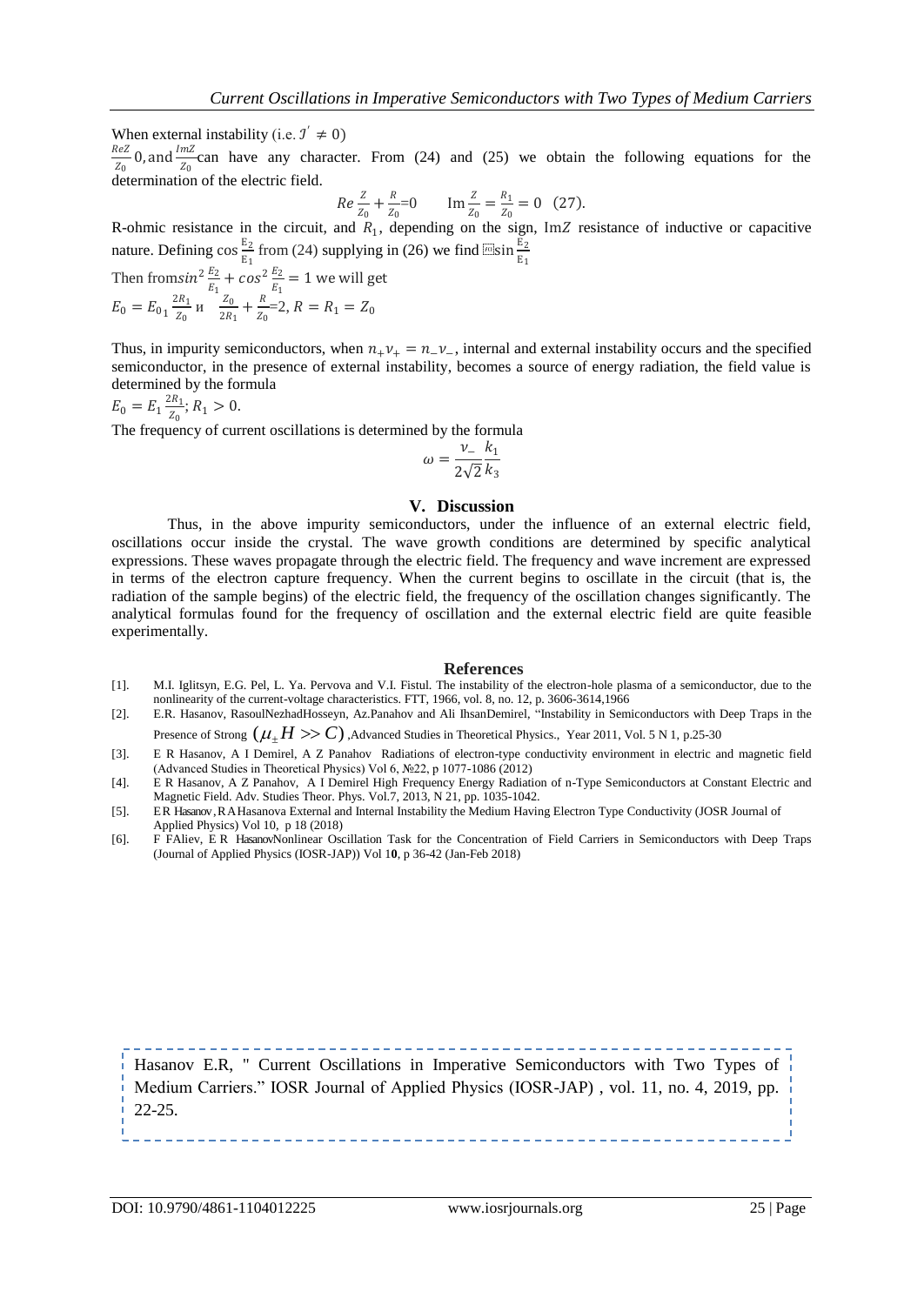When external instability (i.e. $\mathcal{I}' \neq 0$)

$\frac{ReZ}{Z_0}$ 0, and $\frac{ImZ}{Z_0}$ can have any character. From (24) and (25) we obtain the following equations for the determination of the electric field.

$$Re\frac{Z}{Z_0} + \frac{R}{Z_0} = 0 \qquad \text{Im}\frac{Z}{Z_0} = \frac{R_1}{Z_0} = 0 \quad (27).$$

R-ohmic resistance in the circuit, and $R_1$, depending on the sign, Im$Z$ resistance of inductive or capacitive nature. Defining $\cos\frac{E_2}{E_1}$ from (24) supplying in (26) we find $\sin\frac{E_2}{E_1}$

Then from $sin^2\frac{E_2}{E_1} + cos^2\frac{E_2}{E_1} = 1$ we will get

$E_0 = E_{0_1}\frac{2R_1}{Z_0}$ и $\frac{Z_0}{2R_1} + \frac{R}{Z_0} = 2$, $R = R_1 = Z_0$

Thus, in impurity semiconductors, when $n_+\nu_+ = n_-\nu_-$, internal and external instability occurs and the specified semiconductor, in the presence of external instability, becomes a source of energy radiation, the field value is determined by the formula

$E_0 = E_1\frac{2R_1}{Z_0}$; $R_1 > 0$.

The frequency of current oscillations is determined by the formula

$$\omega = \frac{\nu_-}{2\sqrt{2}}\frac{k_1}{k_3}$$

## V. Discussion

Thus, in the above impurity semiconductors, under the influence of an external electric field, oscillations occur inside the crystal. The wave growth conditions are determined by specific analytical expressions. These waves propagate through the electric field. The frequency and wave increment are expressed in terms of the electron capture frequency. When the current begins to oscillate in the circuit (that is, the radiation of the sample begins) of the electric field, the frequency of the oscillation changes significantly. The analytical formulas found for the frequency of oscillation and the external electric field are quite feasible experimentally.

## References

[1]. M.I. Iglitsyn, E.G. Pel, L. Ya. Pervova and V.I. Fistul. The instability of the electron-hole plasma of a semiconductor, due to the nonlinearity of the current-voltage characteristics. FTT, 1966, vol. 8, no. 12, p. 3606-3614,1966

[2]. E.R. Hasanov, RasoulNezhadHosseyn, Az.Panahov and Ali IhsanDemirel, "Instability in Semiconductors with Deep Traps in the Presence of Strong $(\mu_{\pm}H >> C)$ ,Advanced Studies in Theoretical Physics., Year 2011, Vol. 5 N 1, p.25-30

[3]. E R Hasanov, A I Demirel, A Z Panahov Radiations of electron-type conductivity environment in electric and magnetic field (Advanced Studies in Theoretical Physics) Vol 6, №22, p 1077-1086 (2012)

[4]. E R Hasanov, A Z Panahov, A I Demirel High Frequency Energy Radiation of n-Type Semiconductors at Constant Electric and Magnetic Field. Adv. Studies Theor. Phys. Vol.7, 2013, N 21, pp. 1035-1042.

[5]. E R Hasanov , R A Hasanova External and Internal Instability the Medium Having Electron Type Conductivity (JOSR Journal of Applied Physics) Vol 10, p 18 (2018)

[6]. F FAliev, E R HasanovNonlinear Oscillation Task for the Concentration of Field Carriers in Semiconductors with Deep Traps (Journal of Applied Physics (IOSR-JAP)) Vol 1**0**, p 36-42 (Jan-Feb 2018)

Hasanov E.R, " Current Oscillations in Imperative Semiconductors with Two Types of Medium Carriers." IOSR Journal of Applied Physics (IOSR-JAP) , vol. 11, no. 4, 2019, pp. 22-25.